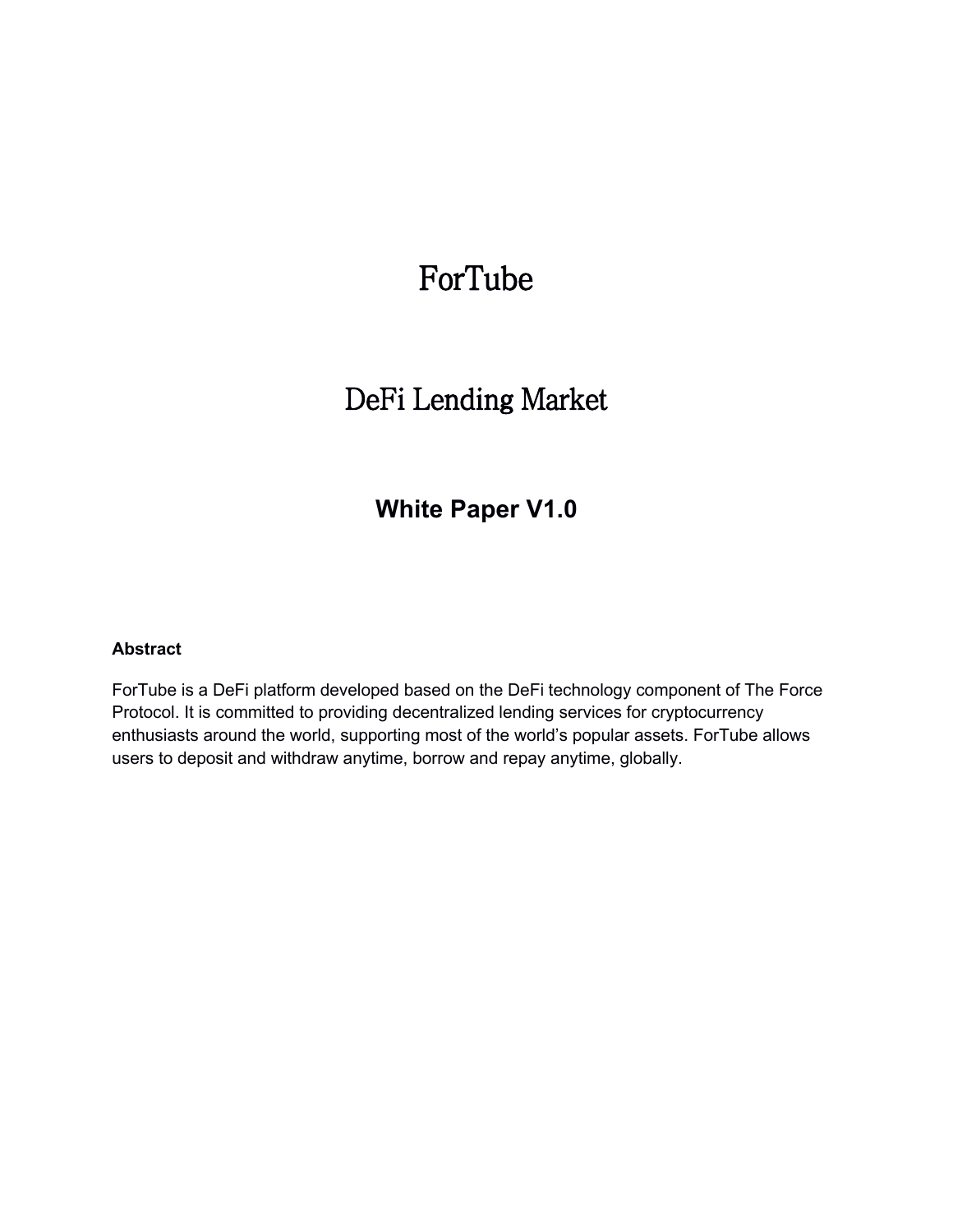# ForTube

## DeFi Lending Market

### White Paper V1.0

**Abstract**

ForTube is a DeFi platform developed based on the DeFi technology component of The Force Protocol. It is committed to providing decentralized lending services for cryptocurrency enthusiasts around the world, supporting most of the world's popular assets. ForTube allows users to deposit and withdraw anytime, borrow and repay anytime, globally.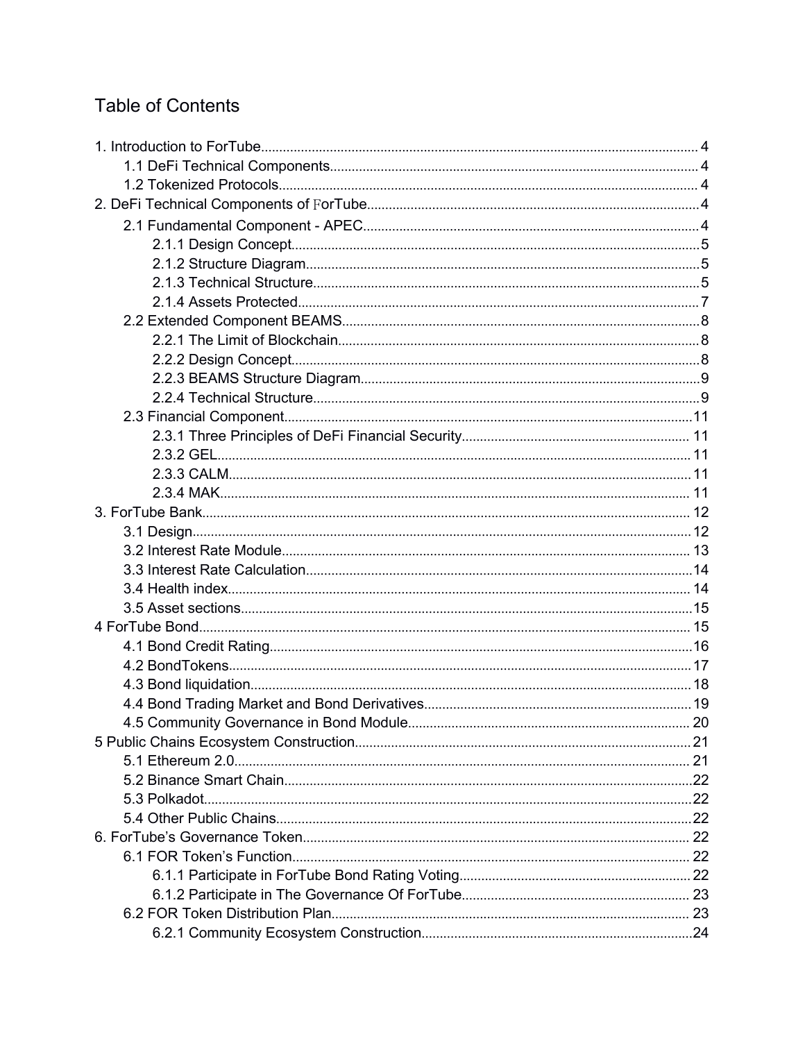# Table of Contents

1. Introduction to ForTube 4
    - 1.1 DeFi Technical Components 4
    - 1.2 Tokenized Protocols 4
2. DeFi Technical Components of ForTube 4
    - 2.1 Fundamental Component - APEC 4
        - 2.1.1 Design Concept 5
        - 2.1.2 Structure Diagram 5
        - 2.1.3 Technical Structure 5
        - 2.1.4 Assets Protected 7
    - 2.2 Extended Component BEAMS 8
        - 2.2.1 The Limit of Blockchain 8
        - 2.2.2 Design Concept 8
        - 2.2.3 BEAMS Structure Diagram 9
        - 2.2.4 Technical Structure 9
    - 2.3 Financial Component 11
        - 2.3.1 Three Principles of DeFi Financial Security 11
        - 2.3.2 GEL 11
        - 2.3.3 CALM 11
        - 2.3.4 MAK 11
3. ForTube Bank 12
    - 3.1 Design 12
    - 3.2 Interest Rate Module 13
    - 3.3 Interest Rate Calculation 14
    - 3.4 Health index 14
    - 3.5 Asset sections 15

4 ForTube Bond 15
- 4.1 Bond Credit Rating 16
- 4.2 BondTokens 17
- 4.3 Bond liquidation 18
- 4.4 Bond Trading Market and Bond Derivatives 19
- 4.5 Community Governance in Bond Module 20

5 Public Chains Ecosystem Construction 21
- 5.1 Ethereum 2.0 21
- 5.2 Binance Smart Chain 22
- 5.3 Polkadot 22
- 5.4 Other Public Chains 22

6. ForTube's Governance Token 22
- 6.1 FOR Token's Function 22
    - 6.1.1 Participate in ForTube Bond Rating Voting 22
    - 6.1.2 Participate in The Governance Of ForTube 23
- 6.2 FOR Token Distribution Plan 23
    - 6.2.1 Community Ecosystem Construction 24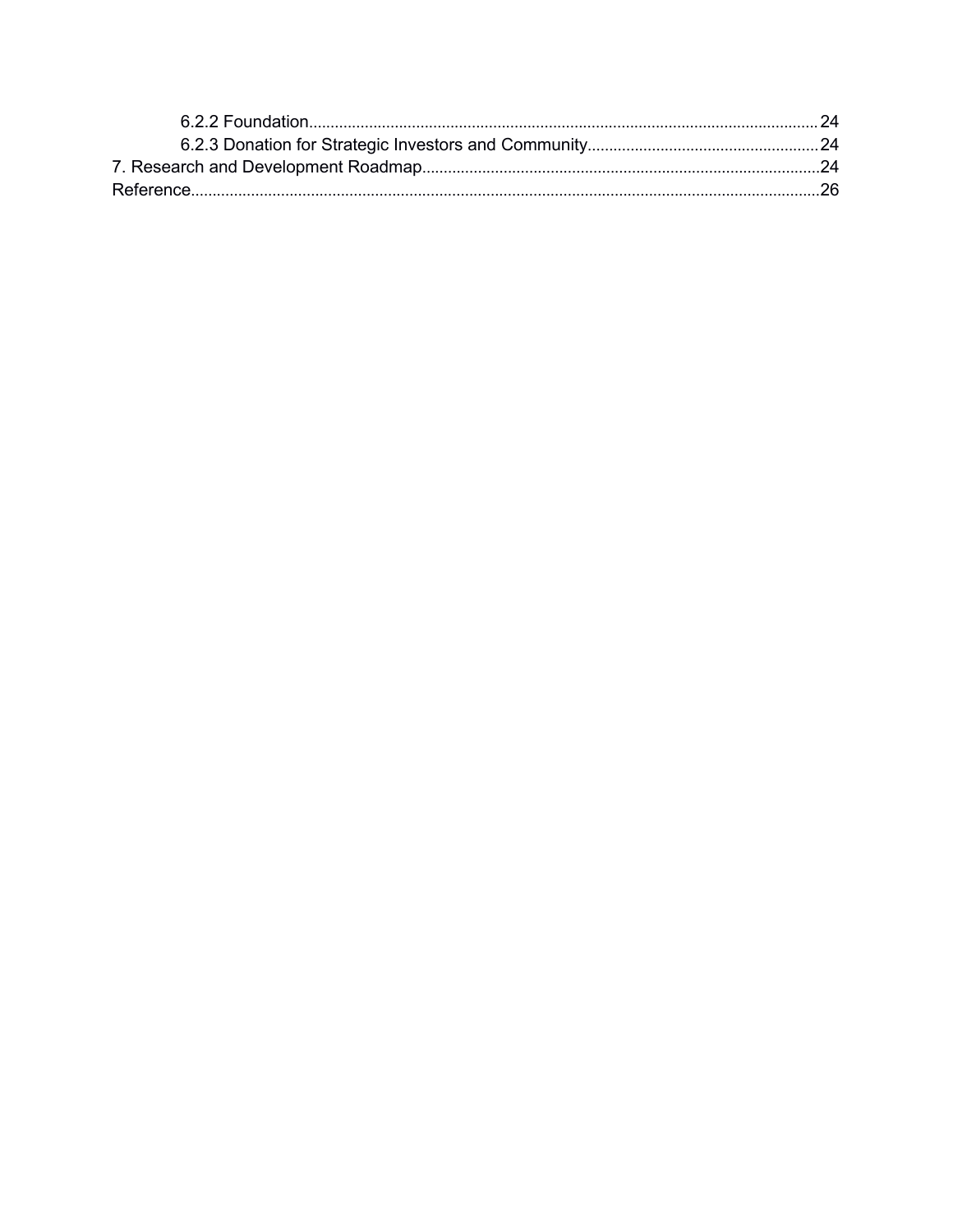6.2.2 Foundation......24
6.2.3 Donation for Strategic Investors and Community......24
7. Research and Development Roadmap......24
Reference......26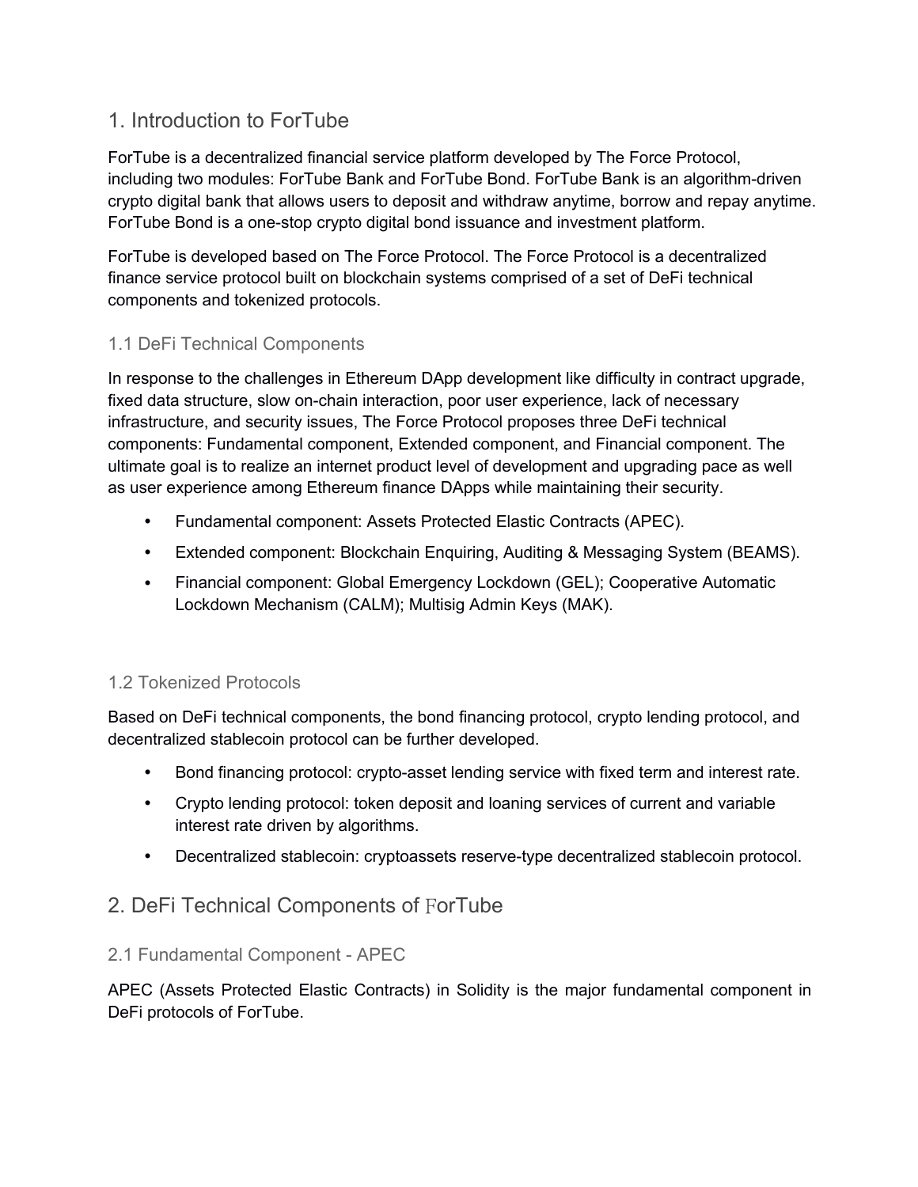## 1. Introduction to ForTube

ForTube is a decentralized financial service platform developed by The Force Protocol, including two modules: ForTube Bank and ForTube Bond. ForTube Bank is an algorithm-driven crypto digital bank that allows users to deposit and withdraw anytime, borrow and repay anytime. ForTube Bond is a one-stop crypto digital bond issuance and investment platform.

ForTube is developed based on The Force Protocol. The Force Protocol is a decentralized finance service protocol built on blockchain systems comprised of a set of DeFi technical components and tokenized protocols.

### 1.1 DeFi Technical Components

In response to the challenges in Ethereum DApp development like difficulty in contract upgrade, fixed data structure, slow on-chain interaction, poor user experience, lack of necessary infrastructure, and security issues, The Force Protocol proposes three DeFi technical components: Fundamental component, Extended component, and Financial component. The ultimate goal is to realize an internet product level of development and upgrading pace as well as user experience among Ethereum finance DApps while maintaining their security.

- Fundamental component: Assets Protected Elastic Contracts (APEC).
- Extended component: Blockchain Enquiring, Auditing & Messaging System (BEAMS).
- Financial component: Global Emergency Lockdown (GEL); Cooperative Automatic Lockdown Mechanism (CALM); Multisig Admin Keys (MAK).

### 1.2 Tokenized Protocols

Based on DeFi technical components, the bond financing protocol, crypto lending protocol, and decentralized stablecoin protocol can be further developed.

- Bond financing protocol: crypto-asset lending service with fixed term and interest rate.
- Crypto lending protocol: token deposit and loaning services of current and variable interest rate driven by algorithms.
- Decentralized stablecoin: cryptoassets reserve-type decentralized stablecoin protocol.

## 2. DeFi Technical Components of ForTube

### 2.1 Fundamental Component - APEC

APEC (Assets Protected Elastic Contracts) in Solidity is the major fundamental component in DeFi protocols of ForTube.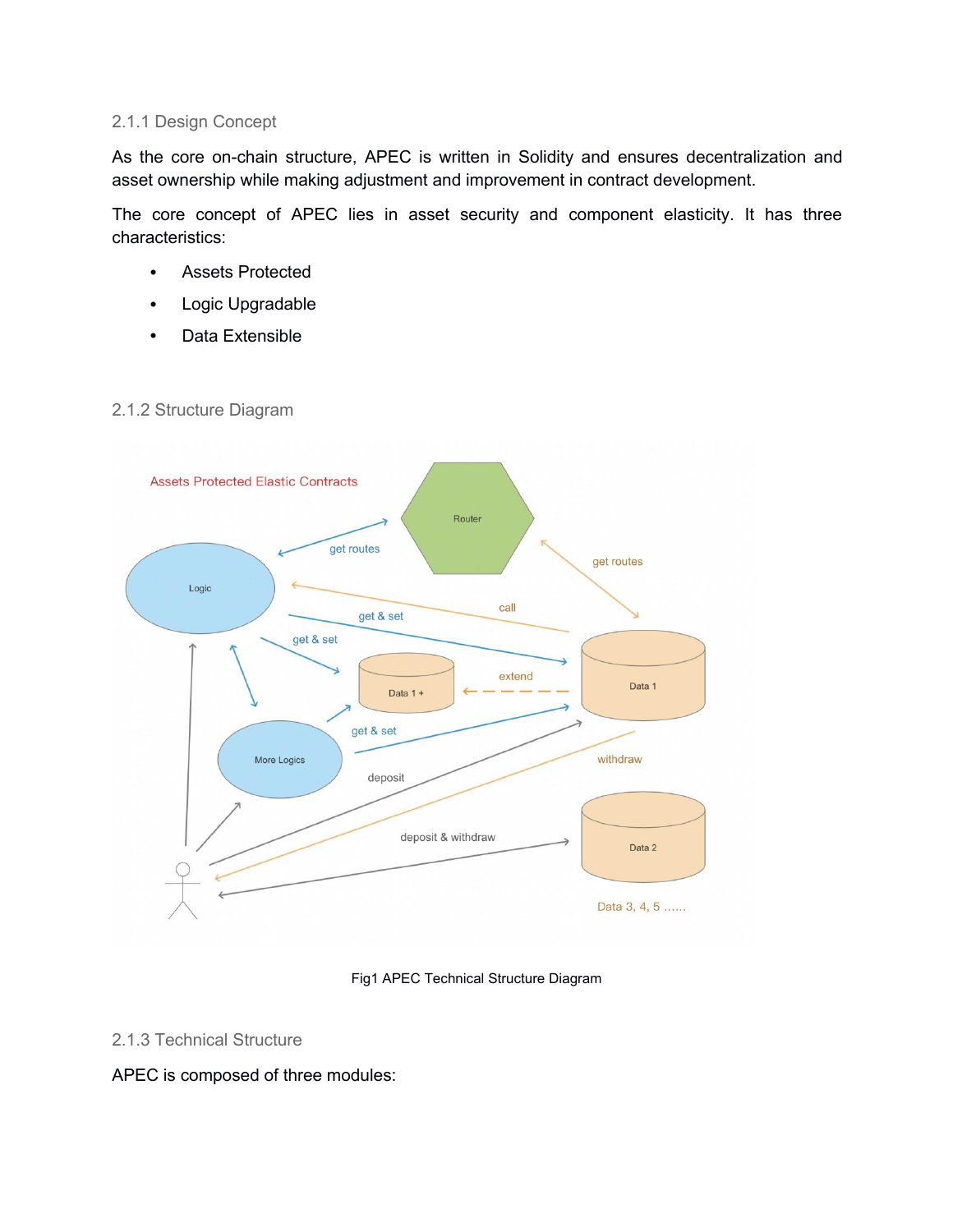### 2.1.1 Design Concept

As the core on-chain structure, APEC is written in Solidity and ensures decentralization and asset ownership while making adjustment and improvement in contract development.

The core concept of APEC lies in asset security and component elasticity. It has three characteristics:

- Assets Protected
- Logic Upgradable
- Data Extensible

### 2.1.2 Structure Diagram

Fig1 APEC Technical Structure Diagram

### 2.1.3 Technical Structure

APEC is composed of three modules: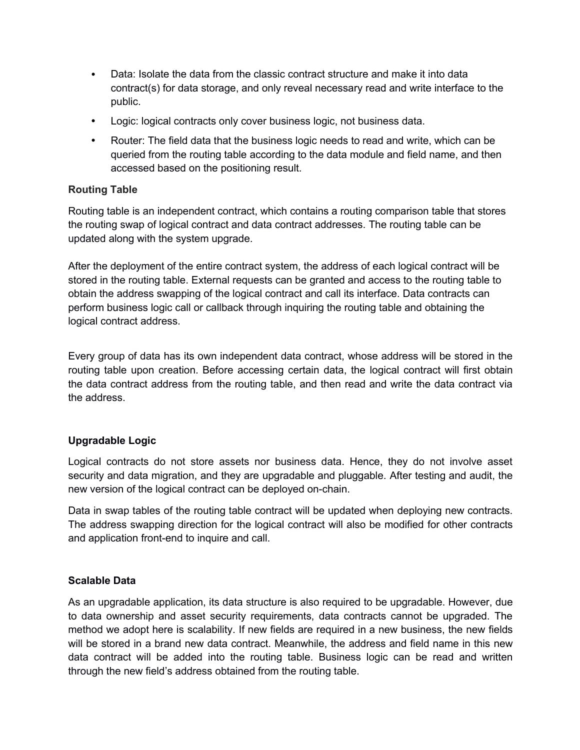- Data: Isolate the data from the classic contract structure and make it into data contract(s) for data storage, and only reveal necessary read and write interface to the public.
- Logic: logical contracts only cover business logic, not business data.
- Router: The field data that the business logic needs to read and write, which can be queried from the routing table according to the data module and field name, and then accessed based on the positioning result.

**Routing Table**

Routing table is an independent contract, which contains a routing comparison table that stores the routing swap of logical contract and data contract addresses. The routing table can be updated along with the system upgrade.

After the deployment of the entire contract system, the address of each logical contract will be stored in the routing table. External requests can be granted and access to the routing table to obtain the address swapping of the logical contract and call its interface. Data contracts can perform business logic call or callback through inquiring the routing table and obtaining the logical contract address.

Every group of data has its own independent data contract, whose address will be stored in the routing table upon creation. Before accessing certain data, the logical contract will first obtain the data contract address from the routing table, and then read and write the data contract via the address.

**Upgradable Logic**

Logical contracts do not store assets nor business data. Hence, they do not involve asset security and data migration, and they are upgradable and pluggable. After testing and audit, the new version of the logical contract can be deployed on-chain.

Data in swap tables of the routing table contract will be updated when deploying new contracts. The address swapping direction for the logical contract will also be modified for other contracts and application front-end to inquire and call.

**Scalable Data**

As an upgradable application, its data structure is also required to be upgradable. However, due to data ownership and asset security requirements, data contracts cannot be upgraded. The method we adopt here is scalability. If new fields are required in a new business, the new fields will be stored in a brand new data contract. Meanwhile, the address and field name in this new data contract will be added into the routing table. Business logic can be read and written through the new field's address obtained from the routing table.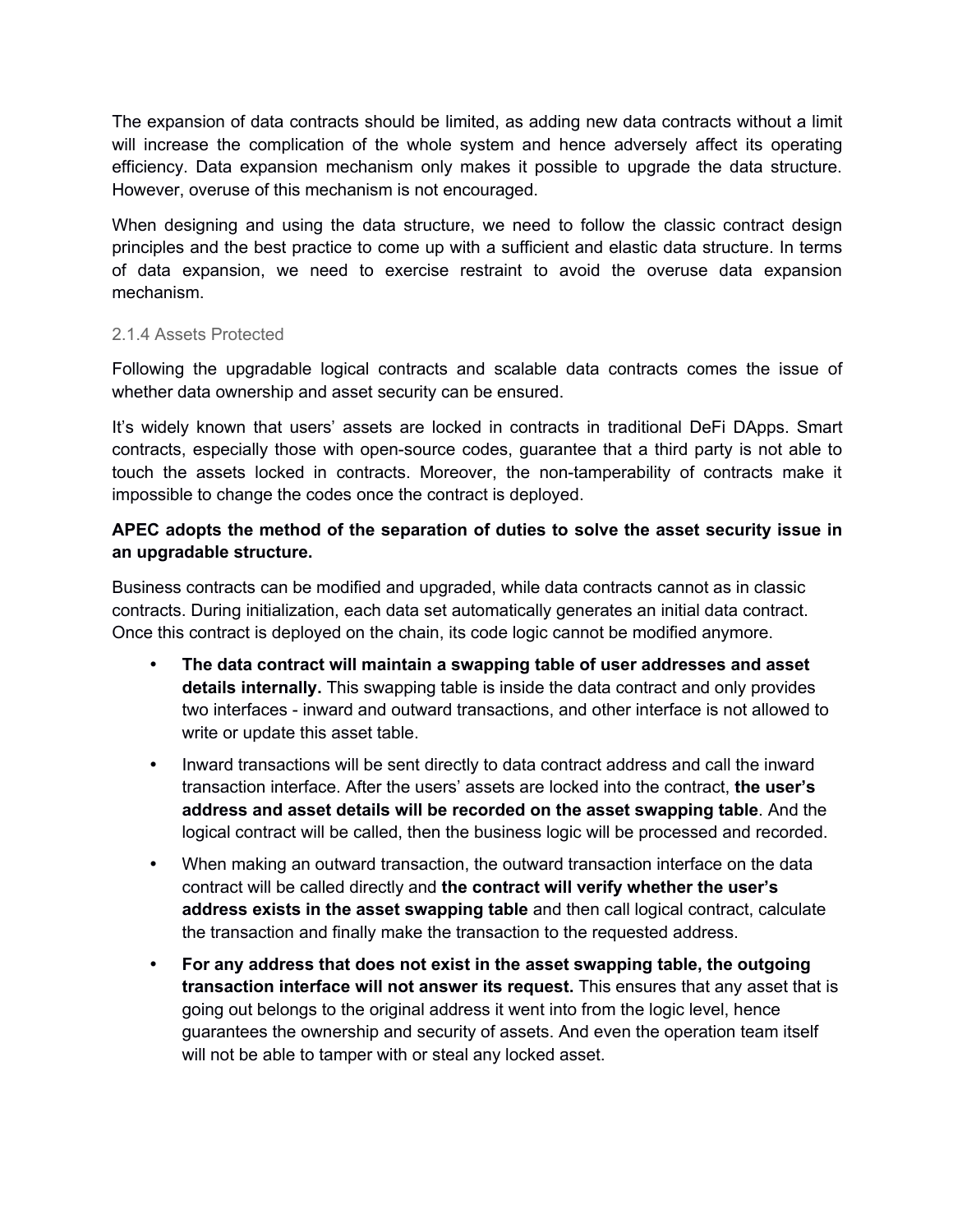The expansion of data contracts should be limited, as adding new data contracts without a limit will increase the complication of the whole system and hence adversely affect its operating efficiency. Data expansion mechanism only makes it possible to upgrade the data structure. However, overuse of this mechanism is not encouraged.

When designing and using the data structure, we need to follow the classic contract design principles and the best practice to come up with a sufficient and elastic data structure. In terms of data expansion, we need to exercise restraint to avoid the overuse data expansion mechanism.

### 2.1.4 Assets Protected

Following the upgradable logical contracts and scalable data contracts comes the issue of whether data ownership and asset security can be ensured.

It's widely known that users' assets are locked in contracts in traditional DeFi DApps. Smart contracts, especially those with open-source codes, guarantee that a third party is not able to touch the assets locked in contracts. Moreover, the non-tamperability of contracts make it impossible to change the codes once the contract is deployed.

**APEC adopts the method of the separation of duties to solve the asset security issue in an upgradable structure.**

Business contracts can be modified and upgraded, while data contracts cannot as in classic contracts. During initialization, each data set automatically generates an initial data contract. Once this contract is deployed on the chain, its code logic cannot be modified anymore.

- **The data contract will maintain a swapping table of user addresses and asset details internally.** This swapping table is inside the data contract and only provides two interfaces - inward and outward transactions, and other interface is not allowed to write or update this asset table.
- Inward transactions will be sent directly to data contract address and call the inward transaction interface. After the users' assets are locked into the contract, **the user's address and asset details will be recorded on the asset swapping table**. And the logical contract will be called, then the business logic will be processed and recorded.
- When making an outward transaction, the outward transaction interface on the data contract will be called directly and **the contract will verify whether the user's address exists in the asset swapping table** and then call logical contract, calculate the transaction and finally make the transaction to the requested address.
- **For any address that does not exist in the asset swapping table, the outgoing transaction interface will not answer its request.** This ensures that any asset that is going out belongs to the original address it went into from the logic level, hence guarantees the ownership and security of assets. And even the operation team itself will not be able to tamper with or steal any locked asset.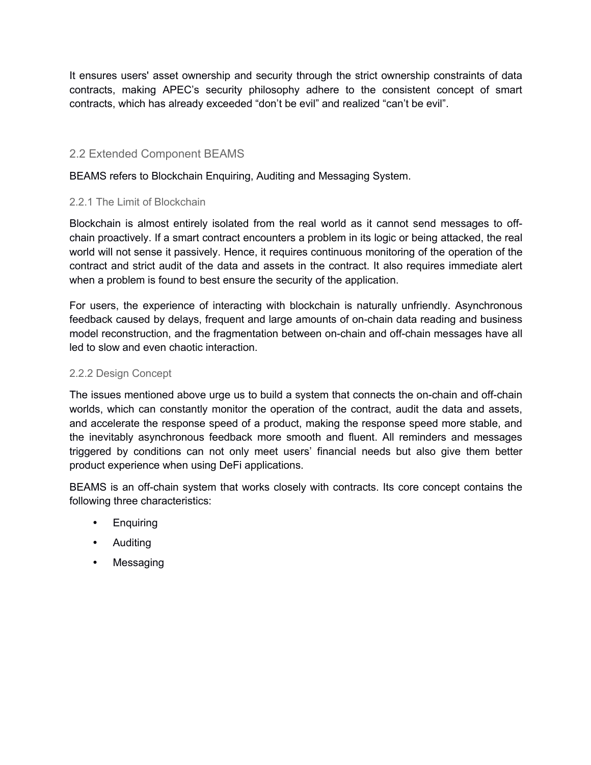It ensures users' asset ownership and security through the strict ownership constraints of data contracts, making APEC's security philosophy adhere to the consistent concept of smart contracts, which has already exceeded "don't be evil" and realized "can't be evil".

## 2.2 Extended Component BEAMS

BEAMS refers to Blockchain Enquiring, Auditing and Messaging System.

### 2.2.1 The Limit of Blockchain

Blockchain is almost entirely isolated from the real world as it cannot send messages to off-chain proactively. If a smart contract encounters a problem in its logic or being attacked, the real world will not sense it passively. Hence, it requires continuous monitoring of the operation of the contract and strict audit of the data and assets in the contract. It also requires immediate alert when a problem is found to best ensure the security of the application.

For users, the experience of interacting with blockchain is naturally unfriendly. Asynchronous feedback caused by delays, frequent and large amounts of on-chain data reading and business model reconstruction, and the fragmentation between on-chain and off-chain messages have all led to slow and even chaotic interaction.

### 2.2.2 Design Concept

The issues mentioned above urge us to build a system that connects the on-chain and off-chain worlds, which can constantly monitor the operation of the contract, audit the data and assets, and accelerate the response speed of a product, making the response speed more stable, and the inevitably asynchronous feedback more smooth and fluent. All reminders and messages triggered by conditions can not only meet users' financial needs but also give them better product experience when using DeFi applications.

BEAMS is an off-chain system that works closely with contracts. Its core concept contains the following three characteristics:

- Enquiring
- Auditing
- Messaging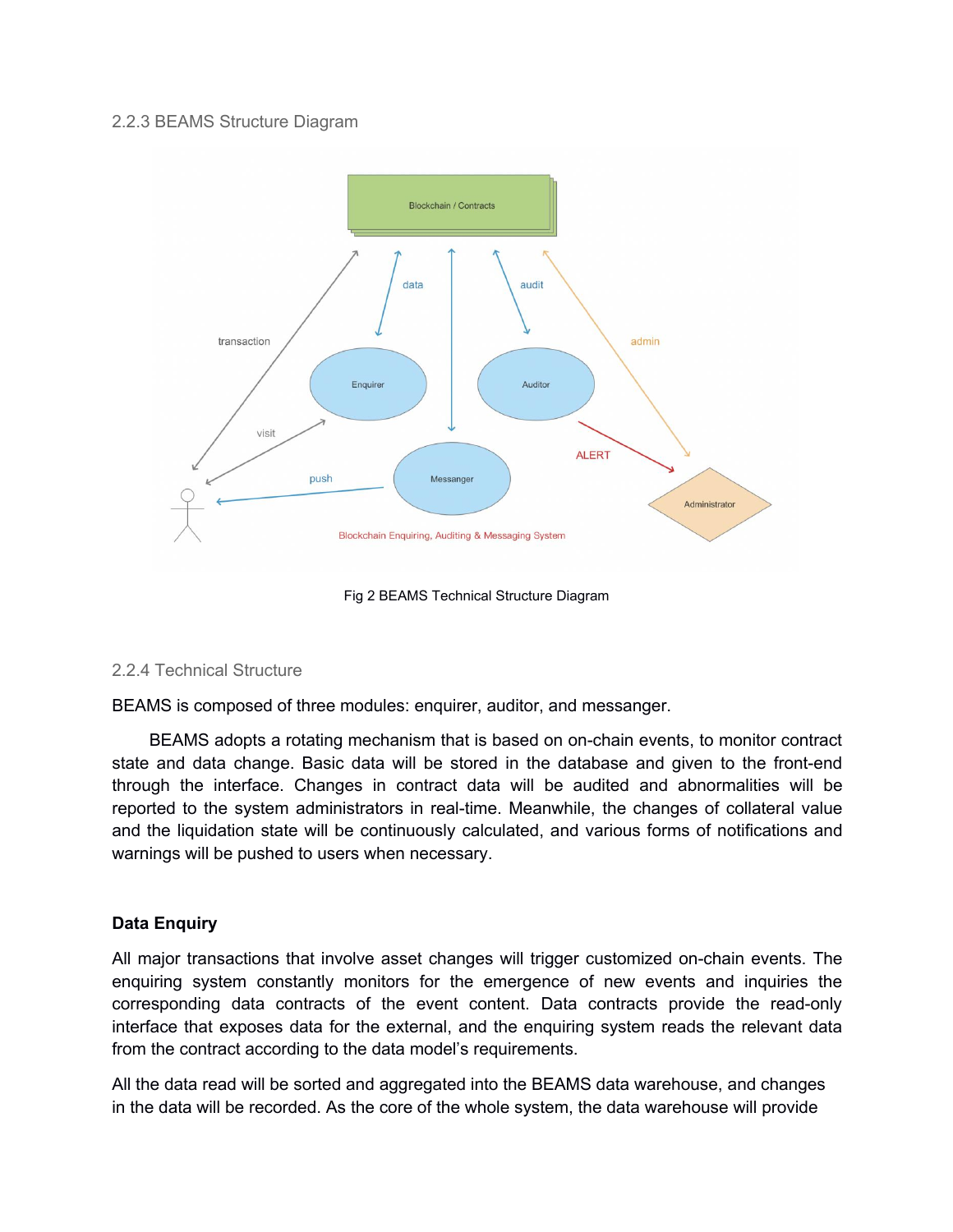### 2.2.3 BEAMS Structure Diagram

Fig 2 BEAMS Technical Structure Diagram

### 2.2.4 Technical Structure

BEAMS is composed of three modules: enquirer, auditor, and messanger.

BEAMS adopts a rotating mechanism that is based on on-chain events, to monitor contract state and data change. Basic data will be stored in the database and given to the front-end through the interface. Changes in contract data will be audited and abnormalities will be reported to the system administrators in real-time. Meanwhile, the changes of collateral value and the liquidation state will be continuously calculated, and various forms of notifications and warnings will be pushed to users when necessary.

**Data Enquiry**

All major transactions that involve asset changes will trigger customized on-chain events. The enquiring system constantly monitors for the emergence of new events and inquiries the corresponding data contracts of the event content. Data contracts provide the read-only interface that exposes data for the external, and the enquiring system reads the relevant data from the contract according to the data model's requirements.

All the data read will be sorted and aggregated into the BEAMS data warehouse, and changes in the data will be recorded. As the core of the whole system, the data warehouse will provide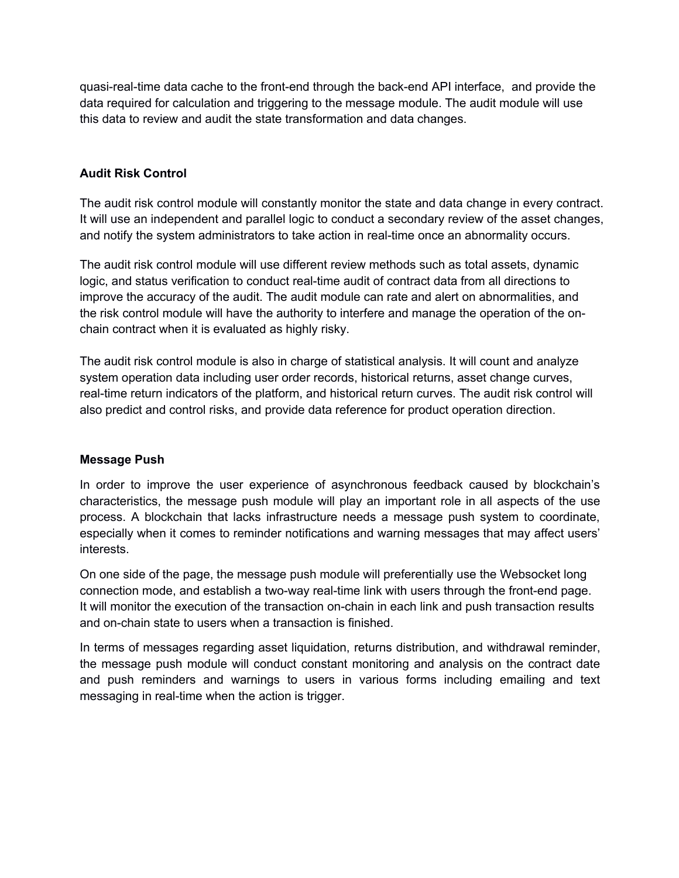quasi-real-time data cache to the front-end through the back-end API interface, and provide the data required for calculation and triggering to the message module. The audit module will use this data to review and audit the state transformation and data changes.

**Audit Risk Control**

The audit risk control module will constantly monitor the state and data change in every contract. It will use an independent and parallel logic to conduct a secondary review of the asset changes, and notify the system administrators to take action in real-time once an abnormality occurs.

The audit risk control module will use different review methods such as total assets, dynamic logic, and status verification to conduct real-time audit of contract data from all directions to improve the accuracy of the audit. The audit module can rate and alert on abnormalities, and the risk control module will have the authority to interfere and manage the operation of the on-chain contract when it is evaluated as highly risky.

The audit risk control module is also in charge of statistical analysis. It will count and analyze system operation data including user order records, historical returns, asset change curves, real-time return indicators of the platform, and historical return curves. The audit risk control will also predict and control risks, and provide data reference for product operation direction.

**Message Push**

In order to improve the user experience of asynchronous feedback caused by blockchain's characteristics, the message push module will play an important role in all aspects of the use process. A blockchain that lacks infrastructure needs a message push system to coordinate, especially when it comes to reminder notifications and warning messages that may affect users' interests.

On one side of the page, the message push module will preferentially use the Websocket long connection mode, and establish a two-way real-time link with users through the front-end page. It will monitor the execution of the transaction on-chain in each link and push transaction results and on-chain state to users when a transaction is finished.

In terms of messages regarding asset liquidation, returns distribution, and withdrawal reminder, the message push module will conduct constant monitoring and analysis on the contract date and push reminders and warnings to users in various forms including emailing and text messaging in real-time when the action is trigger.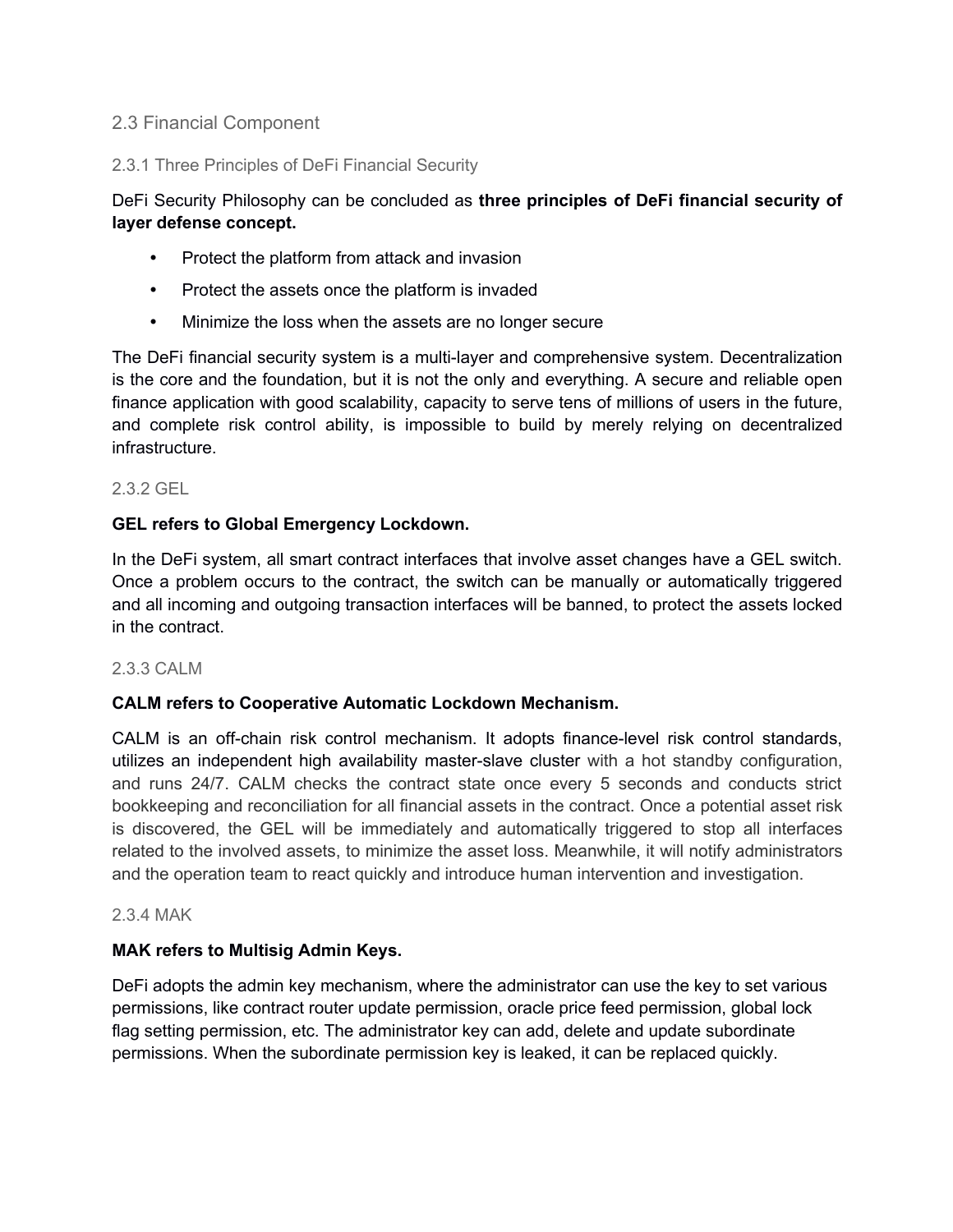## 2.3 Financial Component

### 2.3.1 Three Principles of DeFi Financial Security

DeFi Security Philosophy can be concluded as **three principles of DeFi financial security of layer defense concept.**

- Protect the platform from attack and invasion
- Protect the assets once the platform is invaded
- Minimize the loss when the assets are no longer secure

The DeFi financial security system is a multi-layer and comprehensive system. Decentralization is the core and the foundation, but it is not the only and everything. A secure and reliable open finance application with good scalability, capacity to serve tens of millions of users in the future, and complete risk control ability, is impossible to build by merely relying on decentralized infrastructure.

### 2.3.2 GEL

**GEL refers to Global Emergency Lockdown.**

In the DeFi system, all smart contract interfaces that involve asset changes have a GEL switch. Once a problem occurs to the contract, the switch can be manually or automatically triggered and all incoming and outgoing transaction interfaces will be banned, to protect the assets locked in the contract.

### 2.3.3 CALM

**CALM refers to Cooperative Automatic Lockdown Mechanism.**

CALM is an off-chain risk control mechanism. It adopts finance-level risk control standards, utilizes an independent high availability master-slave cluster with a hot standby configuration, and runs 24/7. CALM checks the contract state once every 5 seconds and conducts strict bookkeeping and reconciliation for all financial assets in the contract. Once a potential asset risk is discovered, the GEL will be immediately and automatically triggered to stop all interfaces related to the involved assets, to minimize the asset loss. Meanwhile, it will notify administrators and the operation team to react quickly and introduce human intervention and investigation.

### 2.3.4 MAK

**MAK refers to Multisig Admin Keys.**

DeFi adopts the admin key mechanism, where the administrator can use the key to set various permissions, like contract router update permission, oracle price feed permission, global lock flag setting permission, etc. The administrator key can add, delete and update subordinate permissions. When the subordinate permission key is leaked, it can be replaced quickly.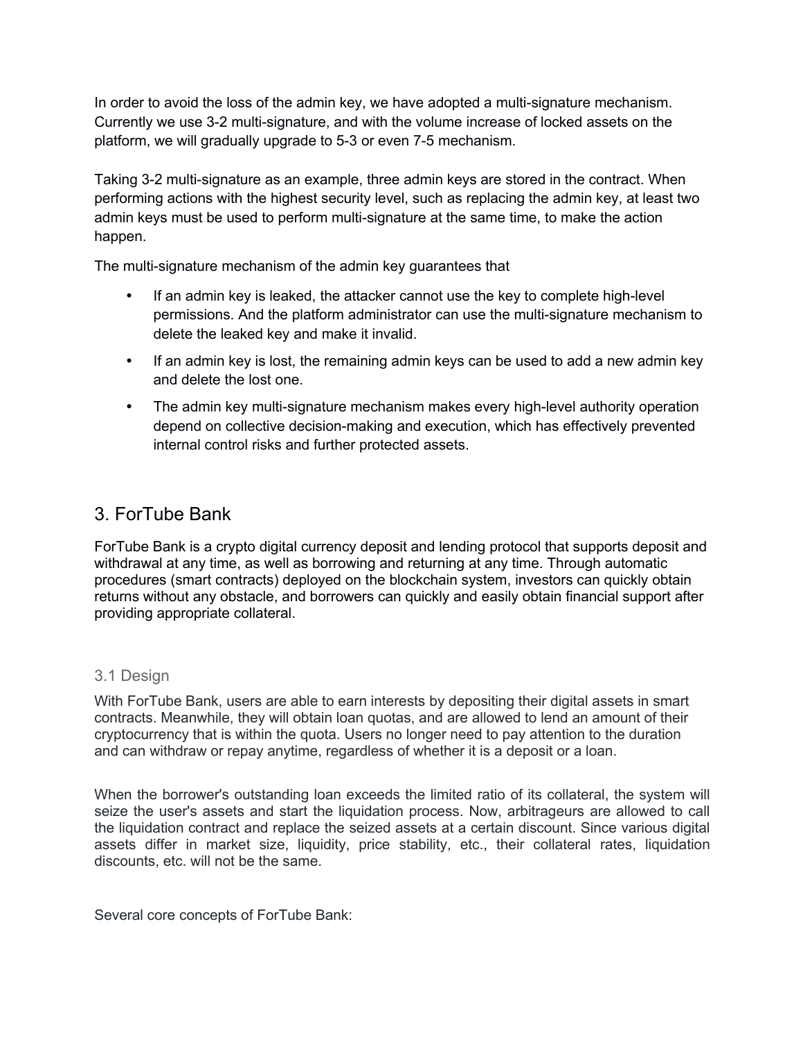In order to avoid the loss of the admin key, we have adopted a multi-signature mechanism. Currently we use 3-2 multi-signature, and with the volume increase of locked assets on the platform, we will gradually upgrade to 5-3 or even 7-5 mechanism.

Taking 3-2 multi-signature as an example, three admin keys are stored in the contract. When performing actions with the highest security level, such as replacing the admin key, at least two admin keys must be used to perform multi-signature at the same time, to make the action happen.

The multi-signature mechanism of the admin key guarantees that

- If an admin key is leaked, the attacker cannot use the key to complete high-level permissions. And the platform administrator can use the multi-signature mechanism to delete the leaked key and make it invalid.
- If an admin key is lost, the remaining admin keys can be used to add a new admin key and delete the lost one.
- The admin key multi-signature mechanism makes every high-level authority operation depend on collective decision-making and execution, which has effectively prevented internal control risks and further protected assets.

## 3. ForTube Bank

ForTube Bank is a crypto digital currency deposit and lending protocol that supports deposit and withdrawal at any time, as well as borrowing and returning at any time. Through automatic procedures (smart contracts) deployed on the blockchain system, investors can quickly obtain returns without any obstacle, and borrowers can quickly and easily obtain financial support after providing appropriate collateral.

### 3.1 Design

With ForTube Bank, users are able to earn interests by depositing their digital assets in smart contracts. Meanwhile, they will obtain loan quotas, and are allowed to lend an amount of their cryptocurrency that is within the quota. Users no longer need to pay attention to the duration and can withdraw or repay anytime, regardless of whether it is a deposit or a loan.

When the borrower's outstanding loan exceeds the limited ratio of its collateral, the system will seize the user's assets and start the liquidation process. Now, arbitrageurs are allowed to call the liquidation contract and replace the seized assets at a certain discount. Since various digital assets differ in market size, liquidity, price stability, etc., their collateral rates, liquidation discounts, etc. will not be the same.

Several core concepts of ForTube Bank: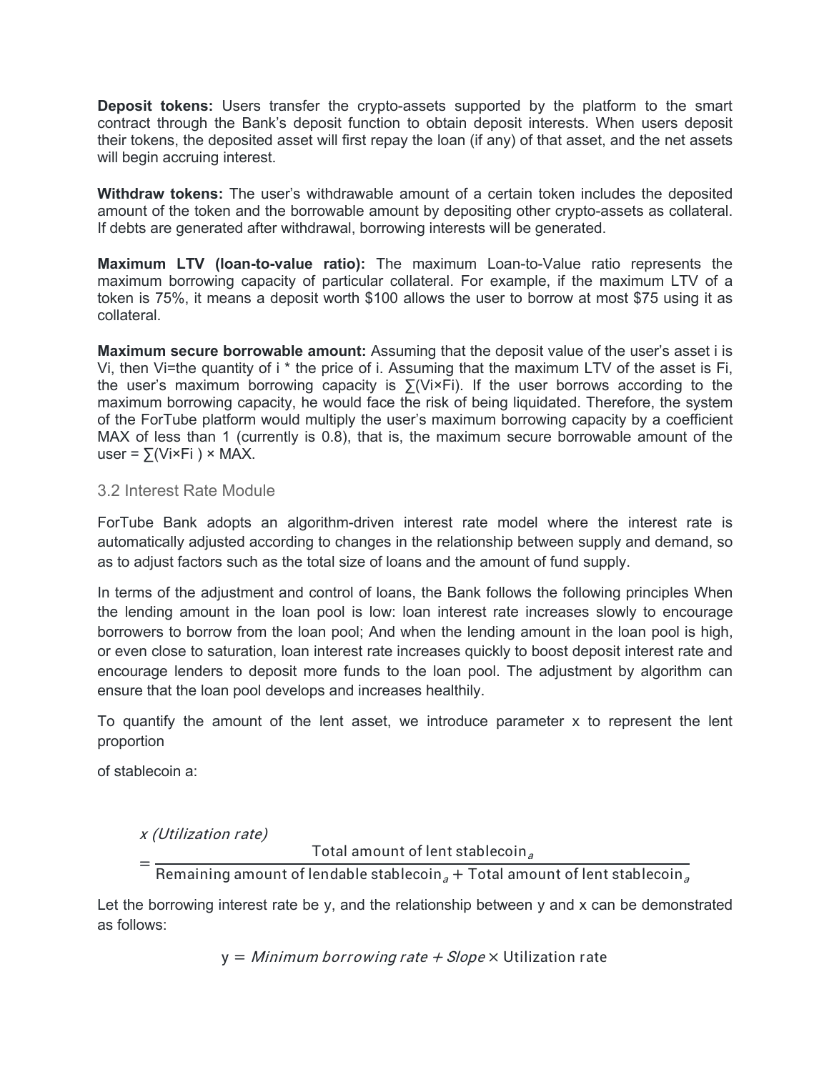**Deposit tokens:** Users transfer the crypto-assets supported by the platform to the smart contract through the Bank's deposit function to obtain deposit interests. When users deposit their tokens, the deposited asset will first repay the loan (if any) of that asset, and the net assets will begin accruing interest.

**Withdraw tokens:** The user's withdrawable amount of a certain token includes the deposited amount of the token and the borrowable amount by depositing other crypto-assets as collateral. If debts are generated after withdrawal, borrowing interests will be generated.

**Maximum LTV (loan-to-value ratio):** The maximum Loan-to-Value ratio represents the maximum borrowing capacity of particular collateral. For example, if the maximum LTV of a token is 75%, it means a deposit worth $100 allows the user to borrow at most $75 using it as collateral.

**Maximum secure borrowable amount:** Assuming that the deposit value of the user's asset i is Vi, then Vi=the quantity of i * the price of i. Assuming that the maximum LTV of the asset is Fi, the user's maximum borrowing capacity is ∑(Vi×Fi). If the user borrows according to the maximum borrowing capacity, he would face the risk of being liquidated. Therefore, the system of the ForTube platform would multiply the user's maximum borrowing capacity by a coefficient MAX of less than 1 (currently is 0.8), that is, the maximum secure borrowable amount of the user = ∑(Vi×Fi ) × MAX.

### 3.2 Interest Rate Module

ForTube Bank adopts an algorithm-driven interest rate model where the interest rate is automatically adjusted according to changes in the relationship between supply and demand, so as to adjust factors such as the total size of loans and the amount of fund supply.

In terms of the adjustment and control of loans, the Bank follows the following principles When the lending amount in the loan pool is low: loan interest rate increases slowly to encourage borrowers to borrow from the loan pool; And when the lending amount in the loan pool is high, or even close to saturation, loan interest rate increases quickly to boost deposit interest rate and encourage lenders to deposit more funds to the loan pool. The adjustment by algorithm can ensure that the loan pool develops and increases healthily.

To quantify the amount of the lent asset, we introduce parameter x to represent the lent proportion

of stablecoin a:

$$x\ (Utilization\ rate) = \frac{\text{Total amount of lent stablecoin}_a}{\text{Remaining amount of lendable stablecoin}_a + \text{Total amount of lent stablecoin}_a}$$

Let the borrowing interest rate be y, and the relationship between y and x can be demonstrated as follows:

$$y = Minimum\ borrowing\ rate + Slope \times \text{Utilization rate}$$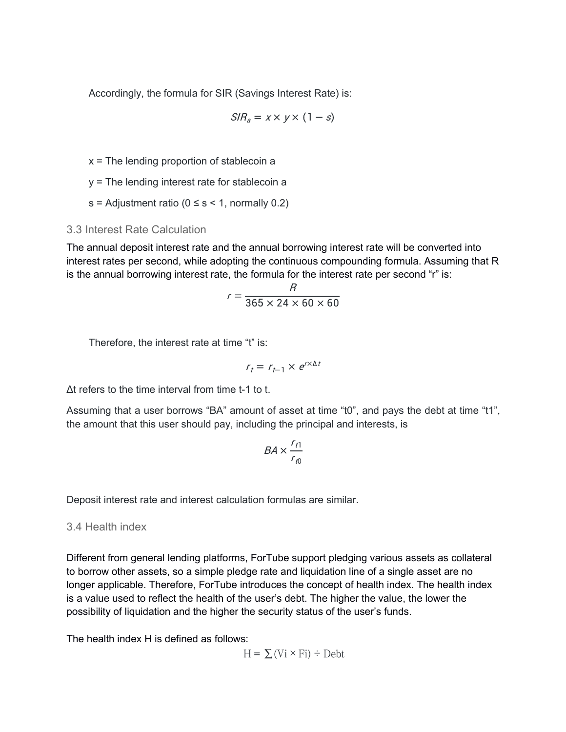Accordingly, the formula for SIR (Savings Interest Rate) is:

$$SIR_a = x \times y \times (1 - s)$$

x = The lending proportion of stablecoin a

y = The lending interest rate for stablecoin a

s = Adjustment ratio ($0 \le s < 1$, normally 0.2)

### 3.3 Interest Rate Calculation

The annual deposit interest rate and the annual borrowing interest rate will be converted into interest rates per second, while adopting the continuous compounding formula. Assuming that R is the annual borrowing interest rate, the formula for the interest rate per second "r" is:

$$r = \frac{R}{365 \times 24 \times 60 \times 60}$$

Therefore, the interest rate at time "t" is:

$$r_t = r_{t-1} \times e^{r \times \Delta t}$$

Δt refers to the time interval from time t-1 to t.

Assuming that a user borrows "BA" amount of asset at time "t0", and pays the debt at time "t1", the amount that this user should pay, including the principal and interests, is

$$BA \times \frac{r_{t1}}{r_{t0}}$$

Deposit interest rate and interest calculation formulas are similar.

### 3.4 Health index

Different from general lending platforms, ForTube support pledging various assets as collateral to borrow other assets, so a simple pledge rate and liquidation line of a single asset are no longer applicable. Therefore, ForTube introduces the concept of health index. The health index is a value used to reflect the health of the user's debt. The higher the value, the lower the possibility of liquidation and the higher the security status of the user's funds.

The health index H is defined as follows:

$$\mathrm{H} = \sum (\mathrm{Vi} \times \mathrm{Fi}) \div \mathrm{Debt}$$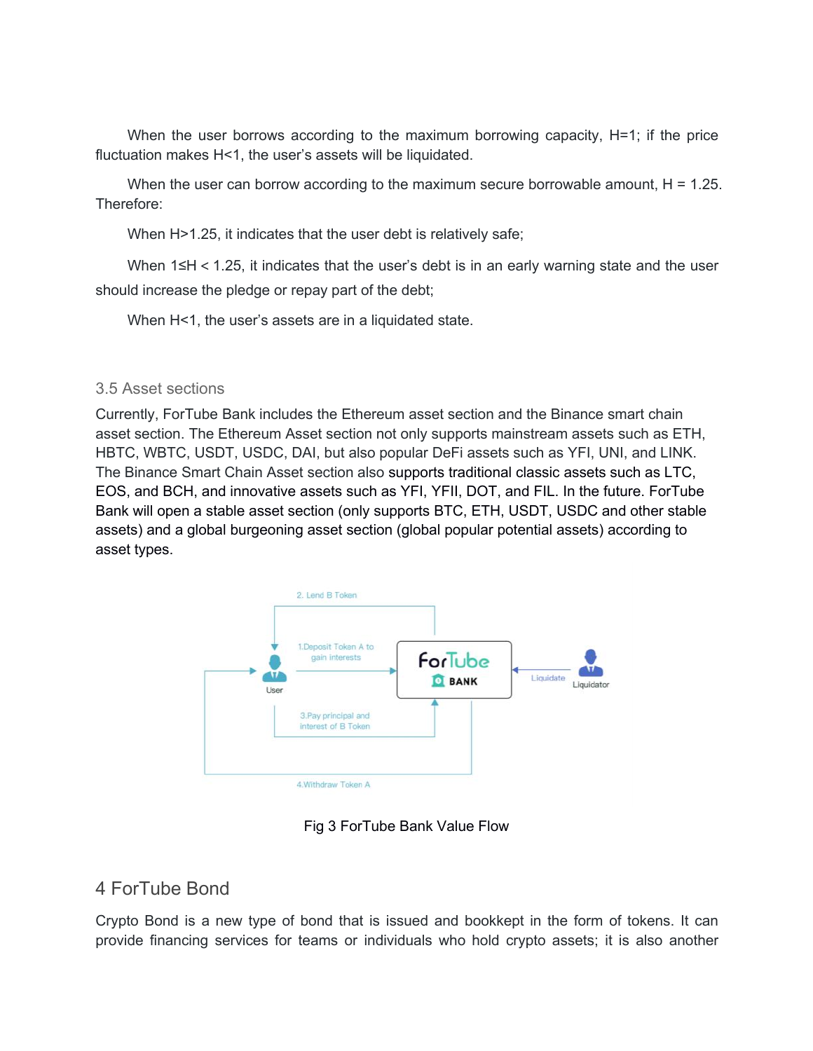When the user borrows according to the maximum borrowing capacity, $H=1$; if the price fluctuation makes $H<1$, the user's assets will be liquidated.

When the user can borrow according to the maximum secure borrowable amount, $H = 1.25$. Therefore:

When $H>1.25$, it indicates that the user debt is relatively safe;

When $1 \leq H < 1.25$, it indicates that the user's debt is in an early warning state and the user should increase the pledge or repay part of the debt;

When $H<1$, the user's assets are in a liquidated state.

### 3.5 Asset sections

Currently, ForTube Bank includes the Ethereum asset section and the Binance smart chain asset section. The Ethereum Asset section not only supports mainstream assets such as ETH, HBTC, WBTC, USDT, USDC, DAI, but also popular DeFi assets such as YFI, UNI, and LINK. The Binance Smart Chain Asset section also supports traditional classic assets such as LTC, EOS, and BCH, and innovative assets such as YFI, YFII, DOT, and FIL. In the future. ForTube Bank will open a stable asset section (only supports BTC, ETH, USDT, USDC and other stable assets) and a global burgeoning asset section (global popular potential assets) according to asset types.

Fig 3 ForTube Bank Value Flow

## 4 ForTube Bond

Crypto Bond is a new type of bond that is issued and bookkept in the form of tokens. It can provide financing services for teams or individuals who hold crypto assets; it is also another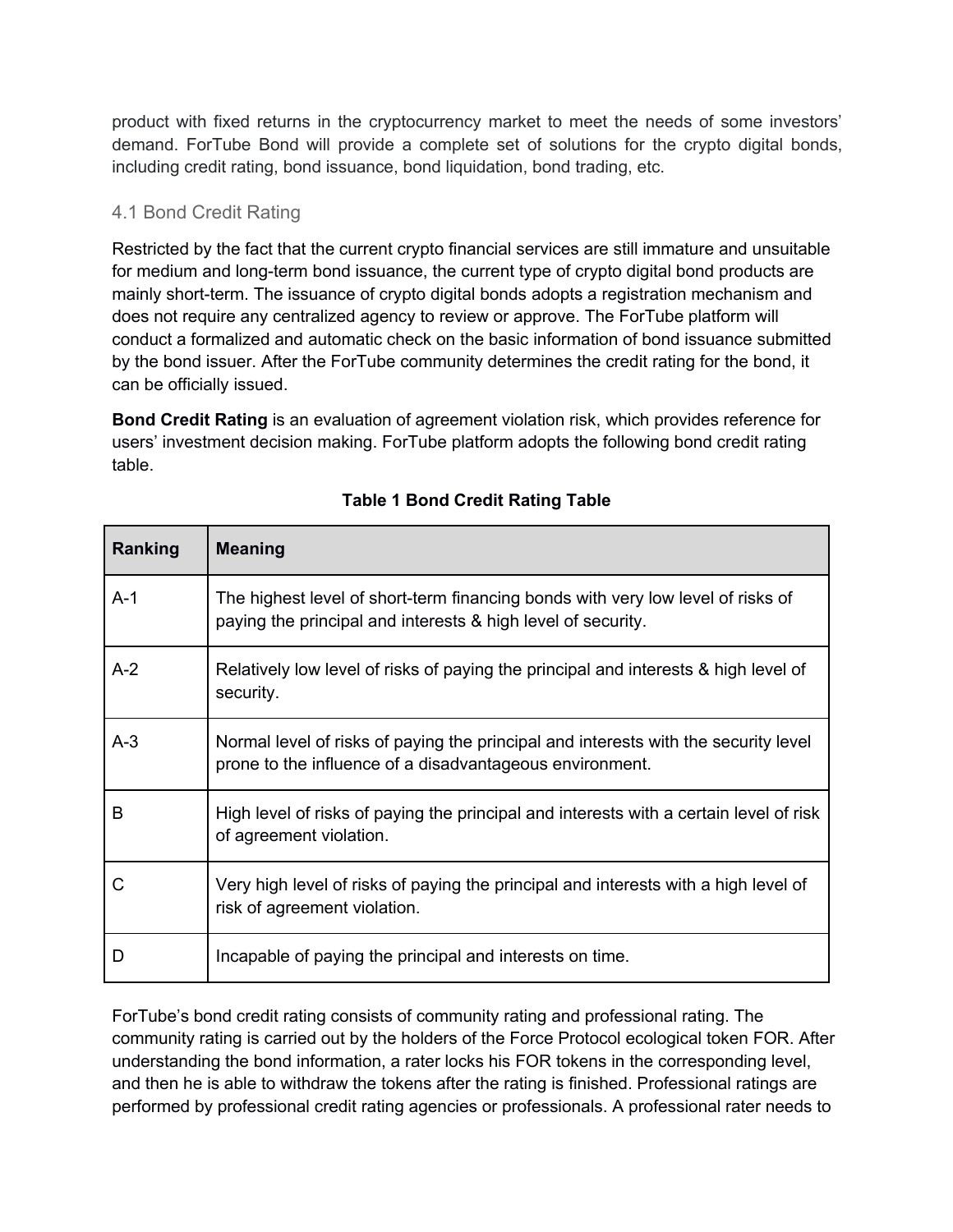product with fixed returns in the cryptocurrency market to meet the needs of some investors' demand. ForTube Bond will provide a complete set of solutions for the crypto digital bonds, including credit rating, bond issuance, bond liquidation, bond trading, etc.

### 4.1 Bond Credit Rating

Restricted by the fact that the current crypto financial services are still immature and unsuitable for medium and long-term bond issuance, the current type of crypto digital bond products are mainly short-term. The issuance of crypto digital bonds adopts a registration mechanism and does not require any centralized agency to review or approve. The ForTube platform will conduct a formalized and automatic check on the basic information of bond issuance submitted by the bond issuer. After the ForTube community determines the credit rating for the bond, it can be officially issued.

**Bond Credit Rating** is an evaluation of agreement violation risk, which provides reference for users' investment decision making. ForTube platform adopts the following bond credit rating table.

**Table 1 Bond Credit Rating Table**

| Ranking | Meaning |
| --- | --- |
| A-1 | The highest level of short-term financing bonds with very low level of risks of paying the principal and interests & high level of security. |
| A-2 | Relatively low level of risks of paying the principal and interests & high level of security. |
| A-3 | Normal level of risks of paying the principal and interests with the security level prone to the influence of a disadvantageous environment. |
| B | High level of risks of paying the principal and interests with a certain level of risk of agreement violation. |
| C | Very high level of risks of paying the principal and interests with a high level of risk of agreement violation. |
| D | Incapable of paying the principal and interests on time. |

ForTube's bond credit rating consists of community rating and professional rating. The community rating is carried out by the holders of the Force Protocol ecological token FOR. After understanding the bond information, a rater locks his FOR tokens in the corresponding level, and then he is able to withdraw the tokens after the rating is finished. Professional ratings are performed by professional credit rating agencies or professionals. A professional rater needs to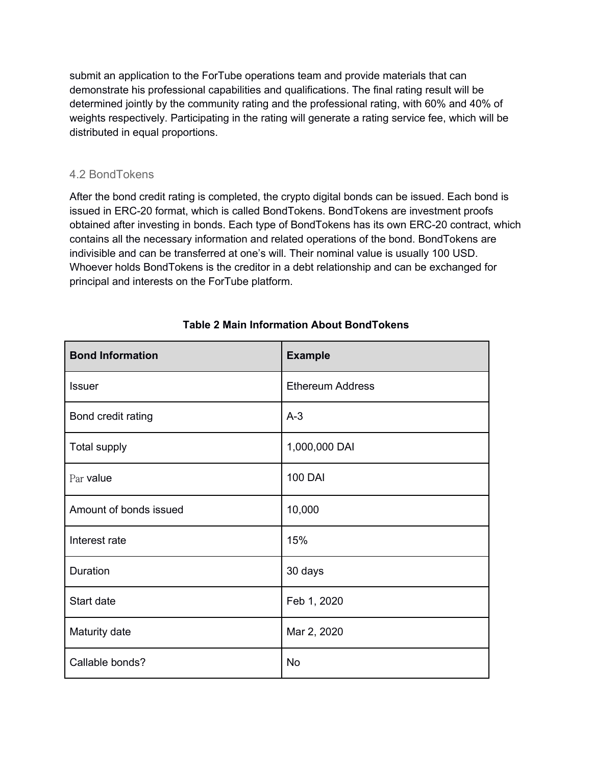submit an application to the ForTube operations team and provide materials that can demonstrate his professional capabilities and qualifications. The final rating result will be determined jointly by the community rating and the professional rating, with 60% and 40% of weights respectively. Participating in the rating will generate a rating service fee, which will be distributed in equal proportions.

### 4.2 BondTokens

After the bond credit rating is completed, the crypto digital bonds can be issued. Each bond is issued in ERC-20 format, which is called BondTokens. BondTokens are investment proofs obtained after investing in bonds. Each type of BondTokens has its own ERC-20 contract, which contains all the necessary information and related operations of the bond. BondTokens are indivisible and can be transferred at one's will. Their nominal value is usually 100 USD. Whoever holds BondTokens is the creditor in a debt relationship and can be exchanged for principal and interests on the ForTube platform.

**Table 2 Main Information About BondTokens**

| Bond Information | Example |
|---|---|
| Issuer | Ethereum Address |
| Bond credit rating | A-3 |
| Total supply | 1,000,000 DAI |
| Par value | 100 DAI |
| Amount of bonds issued | 10,000 |
| Interest rate | 15% |
| Duration | 30 days |
| Start date | Feb 1, 2020 |
| Maturity date | Mar 2, 2020 |
| Callable bonds? | No |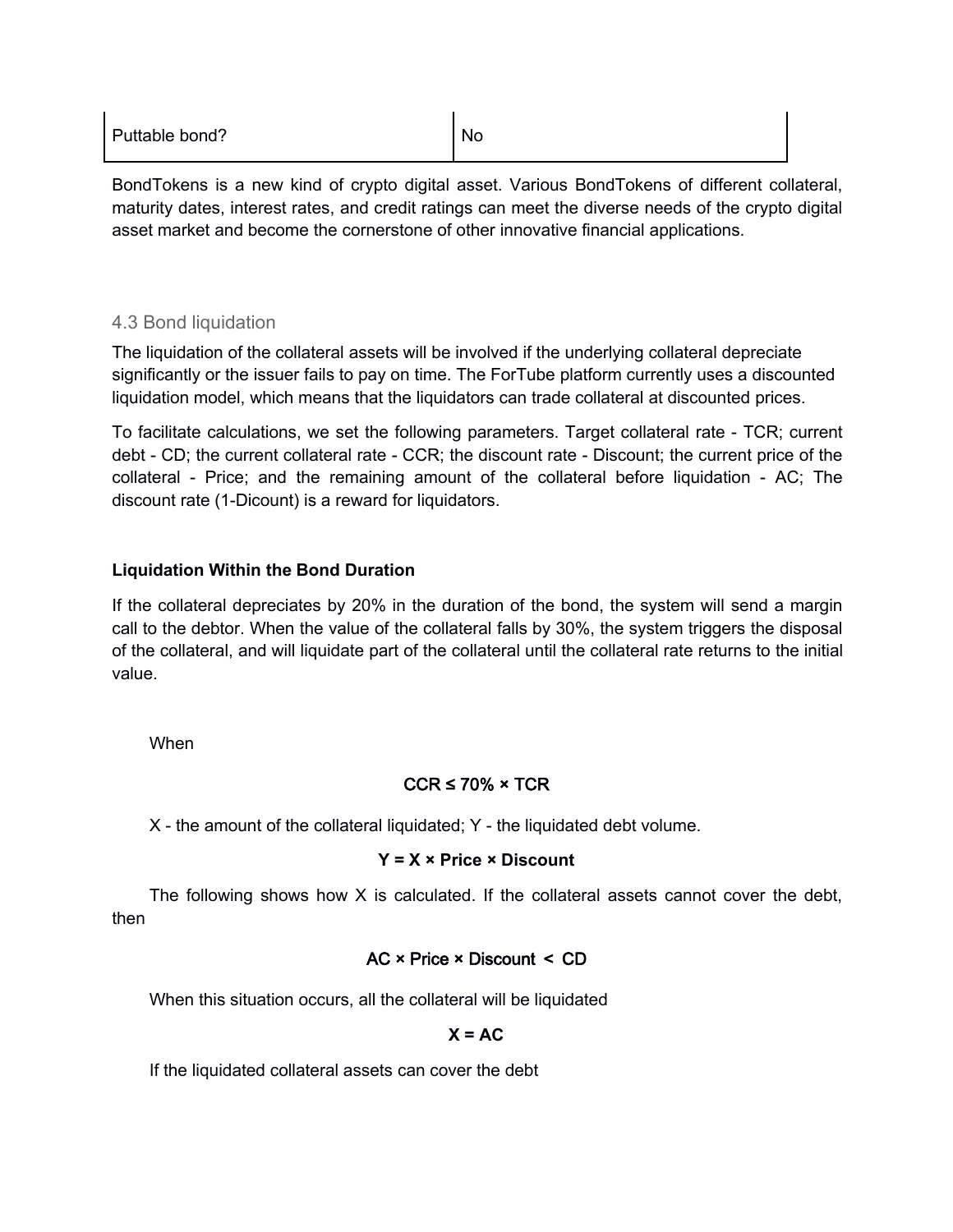| Puttable bond? | No |
|---|---|

BondTokens is a new kind of crypto digital asset. Various BondTokens of different collateral, maturity dates, interest rates, and credit ratings can meet the diverse needs of the crypto digital asset market and become the cornerstone of other innovative financial applications.

### 4.3 Bond liquidation

The liquidation of the collateral assets will be involved if the underlying collateral depreciate significantly or the issuer fails to pay on time. The ForTube platform currently uses a discounted liquidation model, which means that the liquidators can trade collateral at discounted prices.

To facilitate calculations, we set the following parameters. Target collateral rate - TCR; current debt - CD; the current collateral rate - CCR; the discount rate - Discount; the current price of the collateral - Price; and the remaining amount of the collateral before liquidation - AC; The discount rate (1-Dicount) is a reward for liquidators.

**Liquidation Within the Bond Duration**

If the collateral depreciates by 20% in the duration of the bond, the system will send a margin call to the debtor. When the value of the collateral falls by 30%, the system triggers the disposal of the collateral, and will liquidate part of the collateral until the collateral rate returns to the initial value.

When

$$\mathbf{CCR \leq 70\% \times TCR}$$

X - the amount of the collateral liquidated; Y - the liquidated debt volume.

$$\mathbf{Y = X \times Price \times Discount}$$

The following shows how X is calculated. If the collateral assets cannot cover the debt, then

$$\mathbf{AC \times Price \times Discount < CD}$$

When this situation occurs, all the collateral will be liquidated

$$\mathbf{X = AC}$$

If the liquidated collateral assets can cover the debt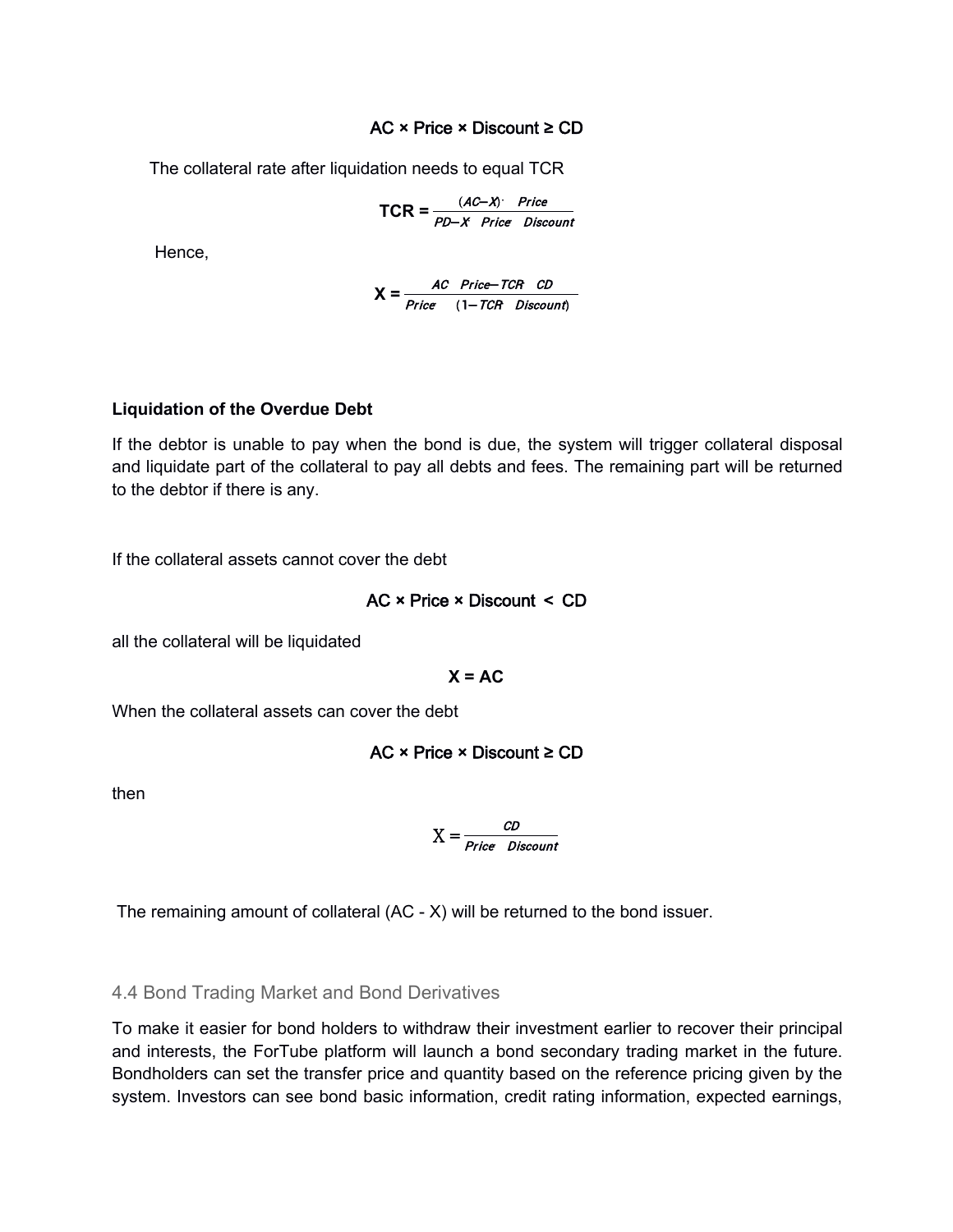$$AC \times Price \times Discount \geq CD$$

The collateral rate after liquidation needs to equal TCR

$$TCR = \frac{(AC-X) \cdot Price}{PD-X \cdot Price \cdot Discount}$$

Hence,

$$X = \frac{AC \cdot Price-TCR \cdot CD}{Price \cdot (1-TCR \cdot Discount)}$$

**Liquidation of the Overdue Debt**

If the debtor is unable to pay when the bond is due, the system will trigger collateral disposal and liquidate part of the collateral to pay all debts and fees. The remaining part will be returned to the debtor if there is any.

If the collateral assets cannot cover the debt

$$AC \times Price \times Discount < CD$$

all the collateral will be liquidated

$$X = AC$$

When the collateral assets can cover the debt

$$AC \times Price \times Discount \geq CD$$

then

$$X = \frac{CD}{Price \cdot Discount}$$

The remaining amount of collateral (AC - X) will be returned to the bond issuer.

### 4.4 Bond Trading Market and Bond Derivatives

To make it easier for bond holders to withdraw their investment earlier to recover their principal and interests, the ForTube platform will launch a bond secondary trading market in the future. Bondholders can set the transfer price and quantity based on the reference pricing given by the system. Investors can see bond basic information, credit rating information, expected earnings,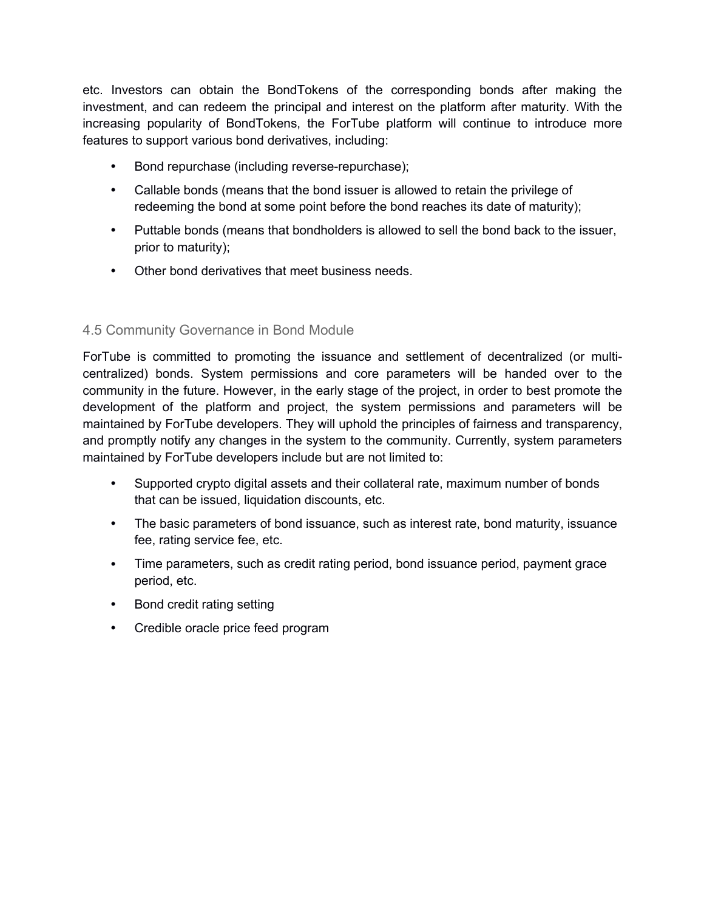etc. Investors can obtain the BondTokens of the corresponding bonds after making the investment, and can redeem the principal and interest on the platform after maturity. With the increasing popularity of BondTokens, the ForTube platform will continue to introduce more features to support various bond derivatives, including:

- Bond repurchase (including reverse-repurchase);
- Callable bonds (means that the bond issuer is allowed to retain the privilege of redeeming the bond at some point before the bond reaches its date of maturity);
- Puttable bonds (means that bondholders is allowed to sell the bond back to the issuer, prior to maturity);
- Other bond derivatives that meet business needs.

### 4.5 Community Governance in Bond Module

ForTube is committed to promoting the issuance and settlement of decentralized (or multi-centralized) bonds. System permissions and core parameters will be handed over to the community in the future. However, in the early stage of the project, in order to best promote the development of the platform and project, the system permissions and parameters will be maintained by ForTube developers. They will uphold the principles of fairness and transparency, and promptly notify any changes in the system to the community. Currently, system parameters maintained by ForTube developers include but are not limited to:

- Supported crypto digital assets and their collateral rate, maximum number of bonds that can be issued, liquidation discounts, etc.
- The basic parameters of bond issuance, such as interest rate, bond maturity, issuance fee, rating service fee, etc.
- Time parameters, such as credit rating period, bond issuance period, payment grace period, etc.
- Bond credit rating setting
- Credible oracle price feed program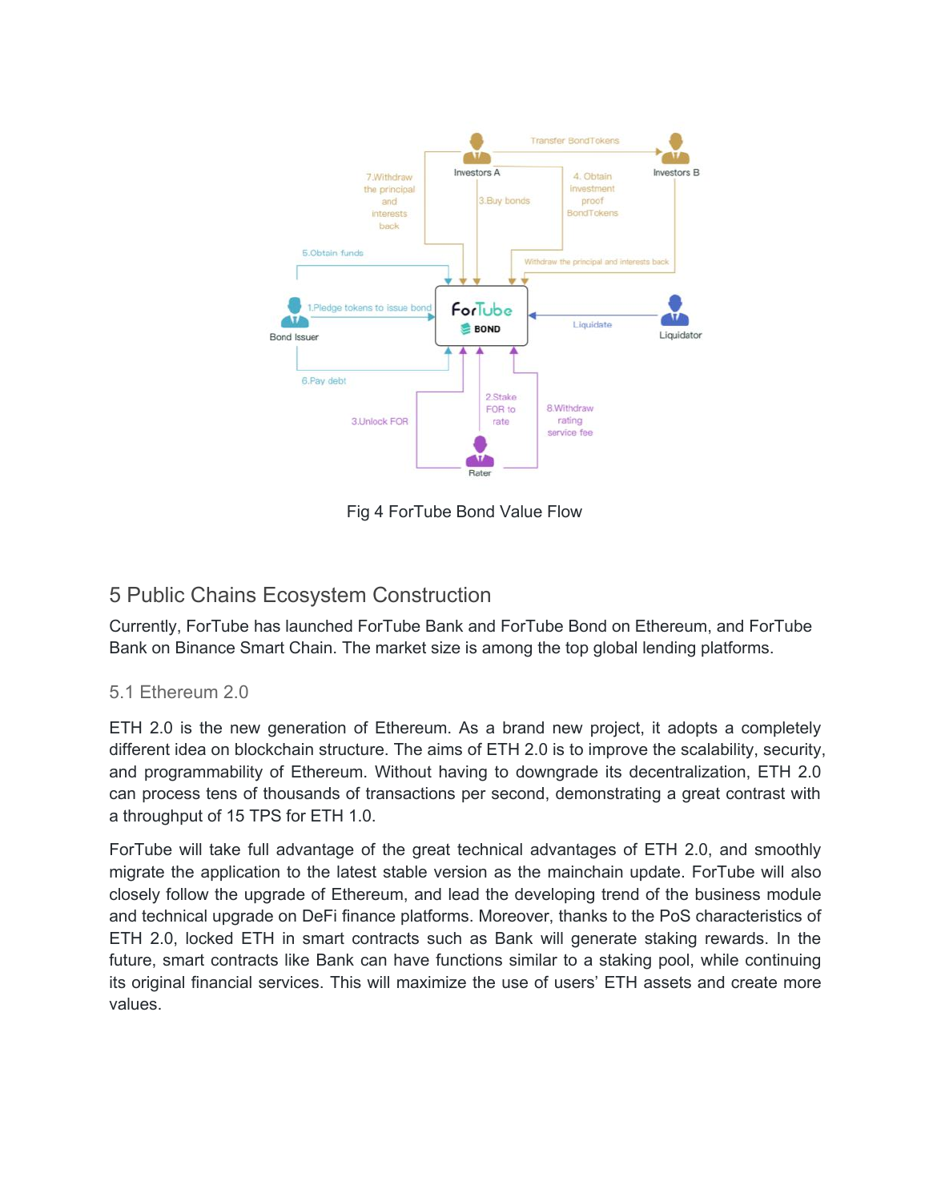Fig 4 ForTube Bond Value Flow

## 5 Public Chains Ecosystem Construction

Currently, ForTube has launched ForTube Bank and ForTube Bond on Ethereum, and ForTube Bank on Binance Smart Chain. The market size is among the top global lending platforms.

### 5.1 Ethereum 2.0

ETH 2.0 is the new generation of Ethereum. As a brand new project, it adopts a completely different idea on blockchain structure. The aims of ETH 2.0 is to improve the scalability, security, and programmability of Ethereum. Without having to downgrade its decentralization, ETH 2.0 can process tens of thousands of transactions per second, demonstrating a great contrast with a throughput of 15 TPS for ETH 1.0.

ForTube will take full advantage of the great technical advantages of ETH 2.0, and smoothly migrate the application to the latest stable version as the mainchain update. ForTube will also closely follow the upgrade of Ethereum, and lead the developing trend of the business module and technical upgrade on DeFi finance platforms. Moreover, thanks to the PoS characteristics of ETH 2.0, locked ETH in smart contracts such as Bank will generate staking rewards. In the future, smart contracts like Bank can have functions similar to a staking pool, while continuing its original financial services. This will maximize the use of users' ETH assets and create more values.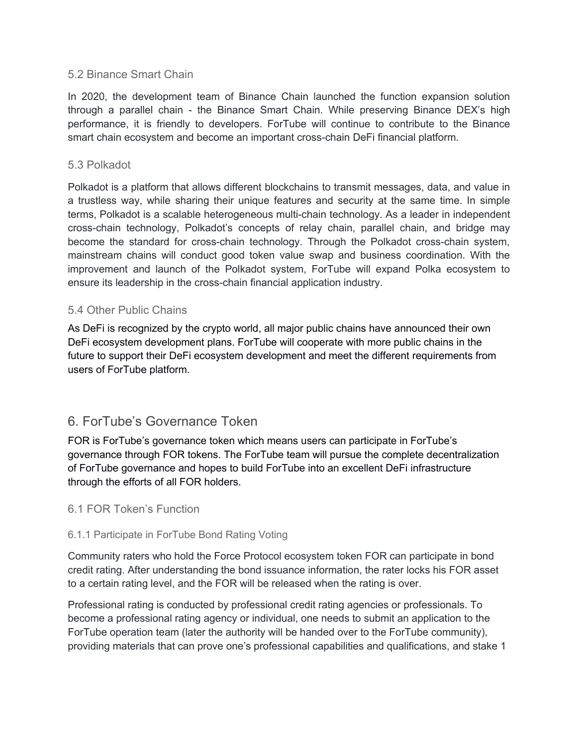### 5.2 Binance Smart Chain

In 2020, the development team of Binance Chain launched the function expansion solution through a parallel chain - the Binance Smart Chain. While preserving Binance DEX's high performance, it is friendly to developers. ForTube will continue to contribute to the Binance smart chain ecosystem and become an important cross-chain DeFi financial platform.

### 5.3 Polkadot

Polkadot is a platform that allows different blockchains to transmit messages, data, and value in a trustless way, while sharing their unique features and security at the same time. In simple terms, Polkadot is a scalable heterogeneous multi-chain technology. As a leader in independent cross-chain technology, Polkadot's concepts of relay chain, parallel chain, and bridge may become the standard for cross-chain technology. Through the Polkadot cross-chain system, mainstream chains will conduct good token value swap and business coordination. With the improvement and launch of the Polkadot system, ForTube will expand Polka ecosystem to ensure its leadership in the cross-chain financial application industry.

### 5.4 Other Public Chains

As DeFi is recognized by the crypto world, all major public chains have announced their own DeFi ecosystem development plans. ForTube will cooperate with more public chains in the future to support their DeFi ecosystem development and meet the different requirements from users of ForTube platform.

## 6. ForTube's Governance Token

FOR is ForTube's governance token which means users can participate in ForTube's governance through FOR tokens. The ForTube team will pursue the complete decentralization of ForTube governance and hopes to build ForTube into an excellent DeFi infrastructure through the efforts of all FOR holders.

### 6.1 FOR Token's Function

#### 6.1.1 Participate in ForTube Bond Rating Voting

Community raters who hold the Force Protocol ecosystem token FOR can participate in bond credit rating. After understanding the bond issuance information, the rater locks his FOR asset to a certain rating level, and the FOR will be released when the rating is over.

Professional rating is conducted by professional credit rating agencies or professionals. To become a professional rating agency or individual, one needs to submit an application to the ForTube operation team (later the authority will be handed over to the ForTube community), providing materials that can prove one's professional capabilities and qualifications, and stake 1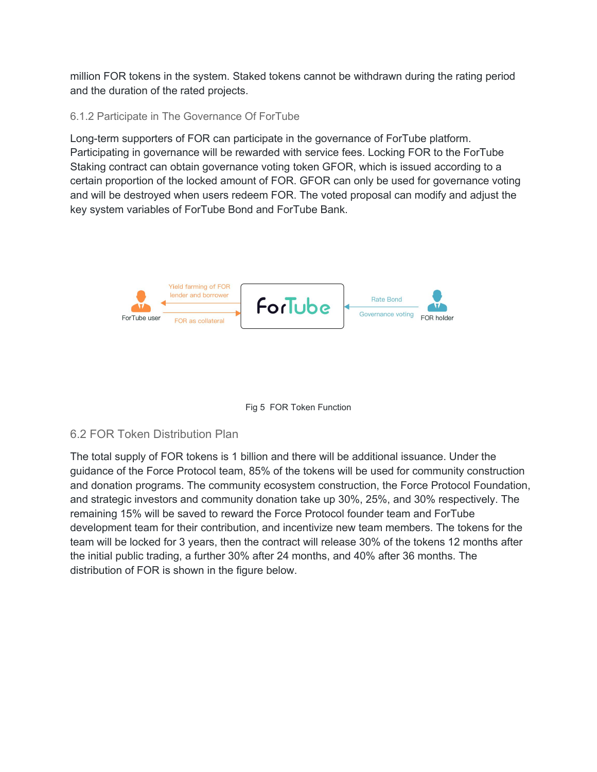million FOR tokens in the system. Staked tokens cannot be withdrawn during the rating period and the duration of the rated projects.

### 6.1.2 Participate in The Governance Of ForTube

Long-term supporters of FOR can participate in the governance of ForTube platform. Participating in governance will be rewarded with service fees. Locking FOR to the ForTube Staking contract can obtain governance voting token GFOR, which is issued according to a certain proportion of the locked amount of FOR. GFOR can only be used for governance voting and will be destroyed when users redeem FOR. The voted proposal can modify and adjust the key system variables of ForTube Bond and ForTube Bank.

Fig 5 FOR Token Function

## 6.2 FOR Token Distribution Plan

The total supply of FOR tokens is 1 billion and there will be additional issuance. Under the guidance of the Force Protocol team, 85% of the tokens will be used for community construction and donation programs. The community ecosystem construction, the Force Protocol Foundation, and strategic investors and community donation take up 30%, 25%, and 30% respectively. The remaining 15% will be saved to reward the Force Protocol founder team and ForTube development team for their contribution, and incentivize new team members. The tokens for the team will be locked for 3 years, then the contract will release 30% of the tokens 12 months after the initial public trading, a further 30% after 24 months, and 40% after 36 months. The distribution of FOR is shown in the figure below.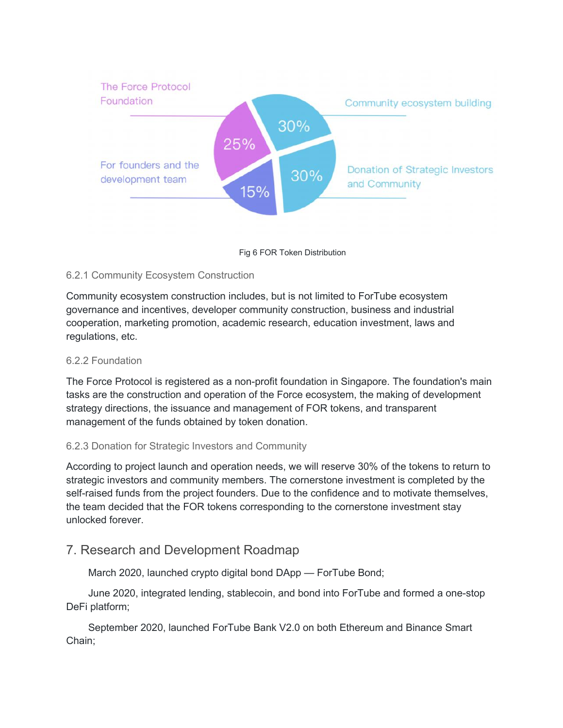Fig 6 FOR Token Distribution

### 6.2.1 Community Ecosystem Construction

Community ecosystem construction includes, but is not limited to ForTube ecosystem governance and incentives, developer community construction, business and industrial cooperation, marketing promotion, academic research, education investment, laws and regulations, etc.

### 6.2.2 Foundation

The Force Protocol is registered as a non-profit foundation in Singapore. The foundation's main tasks are the construction and operation of the Force ecosystem, the making of development strategy directions, the issuance and management of FOR tokens, and transparent management of the funds obtained by token donation.

### 6.2.3 Donation for Strategic Investors and Community

According to project launch and operation needs, we will reserve 30% of the tokens to return to strategic investors and community members. The cornerstone investment is completed by the self-raised funds from the project founders. Due to the confidence and to motivate themselves, the team decided that the FOR tokens corresponding to the cornerstone investment stay unlocked forever.

## 7. Research and Development Roadmap

March 2020, launched crypto digital bond DApp — ForTube Bond;

June 2020, integrated lending, stablecoin, and bond into ForTube and formed a one-stop DeFi platform;

September 2020, launched ForTube Bank V2.0 on both Ethereum and Binance Smart Chain;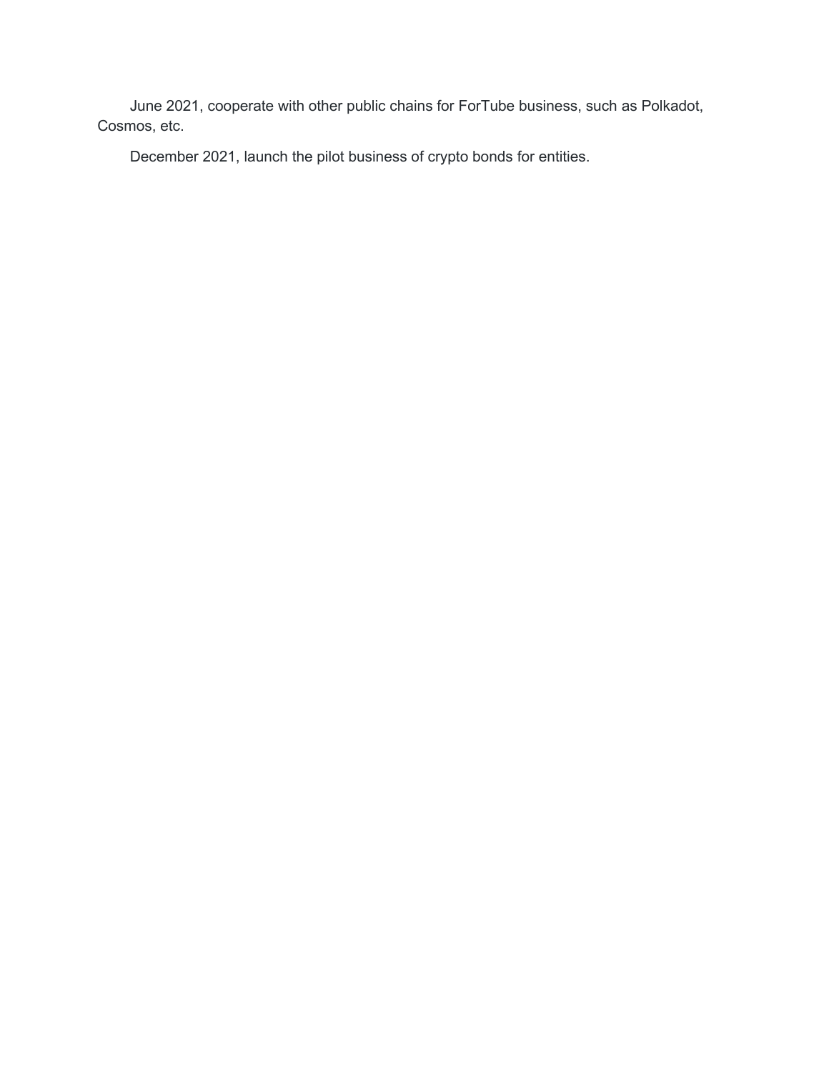June 2021, cooperate with other public chains for ForTube business, such as Polkadot, Cosmos, etc.

December 2021, launch the pilot business of crypto bonds for entities.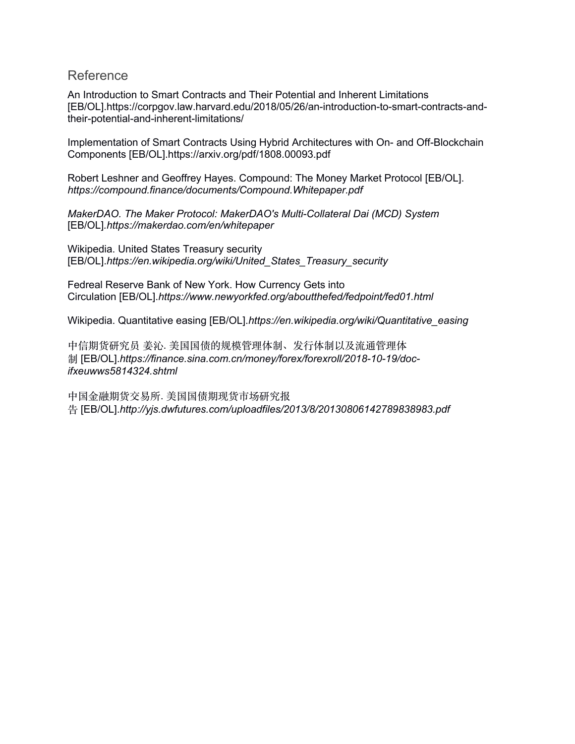## Reference

An Introduction to Smart Contracts and Their Potential and Inherent Limitations [EB/OL].https://corpgov.law.harvard.edu/2018/05/26/an-introduction-to-smart-contracts-and-their-potential-and-inherent-limitations/

Implementation of Smart Contracts Using Hybrid Architectures with On- and Off-Blockchain Components [EB/OL].https://arxiv.org/pdf/1808.00093.pdf

Robert Leshner and Geoffrey Hayes. Compound: The Money Market Protocol [EB/OL]. *https://compound.finance/documents/Compound.Whitepaper.pdf*

*MakerDAO. The Maker Protocol: MakerDAO's Multi-Collateral Dai (MCD) System* [EB/OL].*https://makerdao.com/en/whitepaper*

Wikipedia. United States Treasury security [EB/OL].*https://en.wikipedia.org/wiki/United_States_Treasury_security*

Fedreal Reserve Bank of New York. How Currency Gets into Circulation [EB/OL].*https://www.newyorkfed.org/aboutthefed/fedpoint/fed01.html*

Wikipedia. Quantitative easing [EB/OL].*https://en.wikipedia.org/wiki/Quantitative_easing*

中信期货研究员 姜沁. 美国国债的规模管理体制、发行体制以及流通管理体制 [EB/OL].*https://finance.sina.com.cn/money/forex/forexroll/2018-10-19/doc-ifxeuwws5814324.shtml*

中国金融期货交易所. 美国国债期现货市场研究报告 [EB/OL].*http://yjs.dwfutures.com/uploadfiles/2013/8/20130806142789838983.pdf*